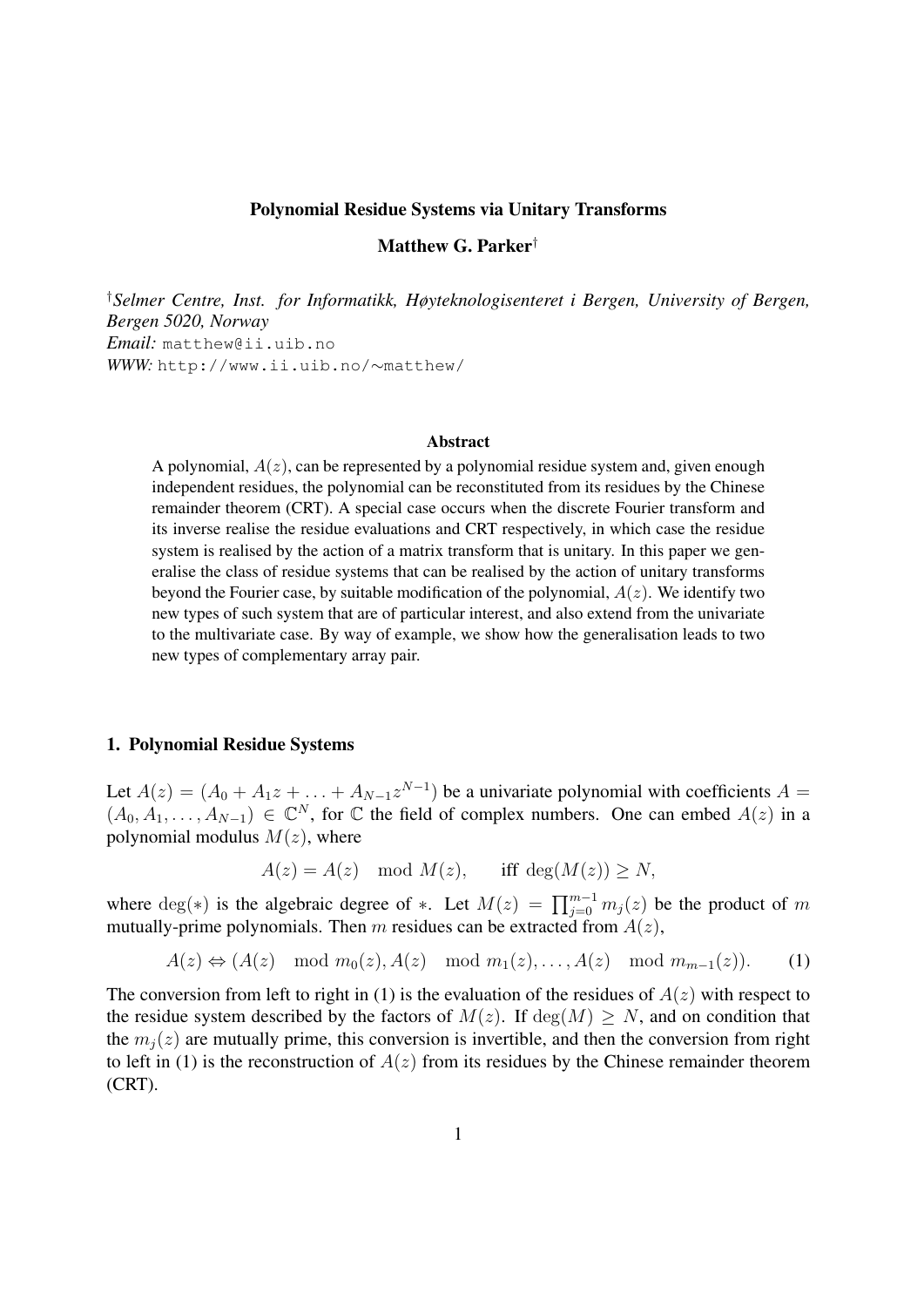# Polynomial Residue Systems via Unitary Transforms

**Matthew G. Parker**[†]

[†]*Selmer Centre, Inst. for Informatikk, Høyteknologisenteret i Bergen, University of Bergen, Bergen 5020, Norway*
*Email:* matthew@ii.uib.no
*WWW:* http://www.ii.uib.no/∼matthew/

### Abstract

A polynomial, $A(z)$, can be represented by a polynomial residue system and, given enough independent residues, the polynomial can be reconstituted from its residues by the Chinese remainder theorem (CRT). A special case occurs when the discrete Fourier transform and its inverse realise the residue evaluations and CRT respectively, in which case the residue system is realised by the action of a matrix transform that is unitary. In this paper we generalise the class of residue systems that can be realised by the action of unitary transforms beyond the Fourier case, by suitable modification of the polynomial, $A(z)$. We identify two new types of such system that are of particular interest, and also extend from the univariate to the multivariate case. By way of example, we show how the generalisation leads to two new types of complementary array pair.

## 1. Polynomial Residue Systems

Let $A(z) = (A_0 + A_1 z + \ldots + A_{N-1} z^{N-1})$ be a univariate polynomial with coefficients $A = (A_0, A_1, \ldots, A_{N-1}) \in \mathbb{C}^N$, for $\mathbb{C}$ the field of complex numbers. One can embed $A(z)$ in a polynomial modulus $M(z)$, where

$$A(z) = A(z) \mod M(z), \qquad \text{iff } \deg(M(z)) \geq N,$$

where $\deg(*)$ is the algebraic degree of $*$. Let $M(z) = \prod_{j=0}^{m-1} m_j(z)$ be the product of $m$ mutually-prime polynomials. Then $m$ residues can be extracted from $A(z)$,

$$A(z) \Leftrightarrow (A(z) \mod m_0(z), A(z) \mod m_1(z), \ldots, A(z) \mod m_{m-1}(z)). \qquad (1)$$

The conversion from left to right in (1) is the evaluation of the residues of $A(z)$ with respect to the residue system described by the factors of $M(z)$. If $\deg(M) \geq N$, and on condition that the $m_j(z)$ are mutually prime, this conversion is invertible, and then the conversion from right to left in (1) is the reconstruction of $A(z)$ from its residues by the Chinese remainder theorem (CRT).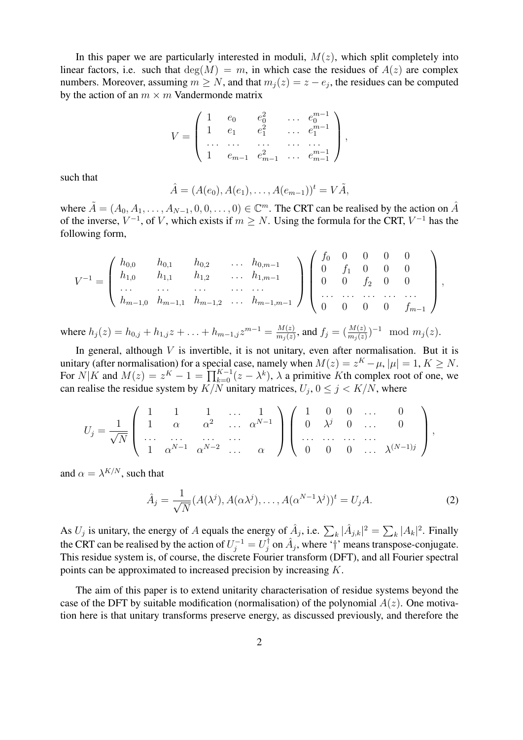In this paper we are particularly interested in moduli, $M(z)$, which split completely into linear factors, i.e. such that $\deg(M) = m$, in which case the residues of $A(z)$ are complex numbers. Moreover, assuming $m \geq N$, and that $m_j(z) = z - e_j$, the residues can be computed by the action of an $m \times m$ Vandermonde matrix

$$V = \begin{pmatrix} 1 & e_0 & e_0^2 & \dots & e_0^{m-1} \\ 1 & e_1 & e_1^2 & \dots & e_1^{m-1} \\ \dots & \dots & \dots & \dots & \dots \\ 1 & e_{m-1} & e_{m-1}^2 & \dots & e_{m-1}^{m-1} \end{pmatrix},$$

such that

$$\hat{A} = (A(e_0), A(e_1), \dots, A(e_{m-1}))^t = V\tilde{A},$$

where $\tilde{A} = (A_0, A_1, \dots, A_{N-1}, 0, 0, \dots, 0) \in \mathbb{C}^m$. The CRT can be realised by the action on $\hat{A}$ of the inverse, $V^{-1}$, of $V$, which exists if $m \geq N$. Using the formula for the CRT, $V^{-1}$ has the following form,

$$V^{-1} = \begin{pmatrix} h_{0,0} & h_{0,1} & h_{0,2} & \dots & h_{0,m-1} \\ h_{1,0} & h_{1,1} & h_{1,2} & \dots & h_{1,m-1} \\ \dots & \dots & \dots & \dots & \dots \\ h_{m-1,0} & h_{m-1,1} & h_{m-1,2} & \dots & h_{m-1,m-1} \end{pmatrix} \begin{pmatrix} f_0 & 0 & 0 & 0 & 0 \\ 0 & f_1 & 0 & 0 & 0 \\ 0 & 0 & f_2 & 0 & 0 \\ \dots & \dots & \dots & \dots & \dots \\ 0 & 0 & 0 & 0 & f_{m-1} \end{pmatrix},$$

where $h_j(z) = h_{0,j} + h_{1,j}z + \dots + h_{m-1,j}z^{m-1} = \frac{M(z)}{m_j(z)}$, and $f_j = (\frac{M(z)}{m_j(z)})^{-1} \mod m_j(z)$.

In general, although $V$ is invertible, it is not unitary, even after normalisation. But it is unitary (after normalisation) for a special case, namely when $M(z) = z^K - \mu$, $|\mu| = 1$, $K \geq N$. For $N|K$ and $M(z) = z^K - 1 = \prod_{k=0}^{K-1}(z - \lambda^k)$, $\lambda$ a primitive $K$th complex root of one, we can realise the residue system by $K/N$ unitary matrices, $U_j$, $0 \leq j < K/N$, where

$$U_j = \frac{1}{\sqrt{N}} \begin{pmatrix} 1 & 1 & 1 & \dots & 1 \\ 1 & \alpha & \alpha^2 & \dots & \alpha^{N-1} \\ \dots & \dots & \dots & \dots & \\ 1 & \alpha^{N-1} & \alpha^{N-2} & \dots & \alpha \end{pmatrix} \begin{pmatrix} 1 & 0 & 0 & \dots & 0 \\ 0 & \lambda^j & 0 & \dots & 0 \\ \dots & \dots & \dots & \dots & \\ 0 & 0 & 0 & \dots & \lambda^{(N-1)j} \end{pmatrix},$$

and $\alpha = \lambda^{K/N}$, such that

$$\hat{A}_j = \frac{1}{\sqrt{N}}(A(\lambda^j), A(\alpha\lambda^j), \dots, A(\alpha^{N-1}\lambda^j))^t = U_jA. \tag{2}$$

As $U_j$ is unitary, the energy of $A$ equals the energy of $\hat{A}_j$, i.e. $\sum_k |\hat{A}_{j,k}|^2 = \sum_k |A_k|^2$. Finally the CRT can be realised by the action of $U_j^{-1} = U_j^\dagger$ on $\hat{A}_j$, where '$\dagger$' means transpose-conjugate. This residue system is, of course, the discrete Fourier transform (DFT), and all Fourier spectral points can be approximated to increased precision by increasing $K$.

The aim of this paper is to extend unitarity characterisation of residue systems beyond the case of the DFT by suitable modification (normalisation) of the polynomial $A(z)$. One motivation here is that unitary transforms preserve energy, as discussed previously, and therefore the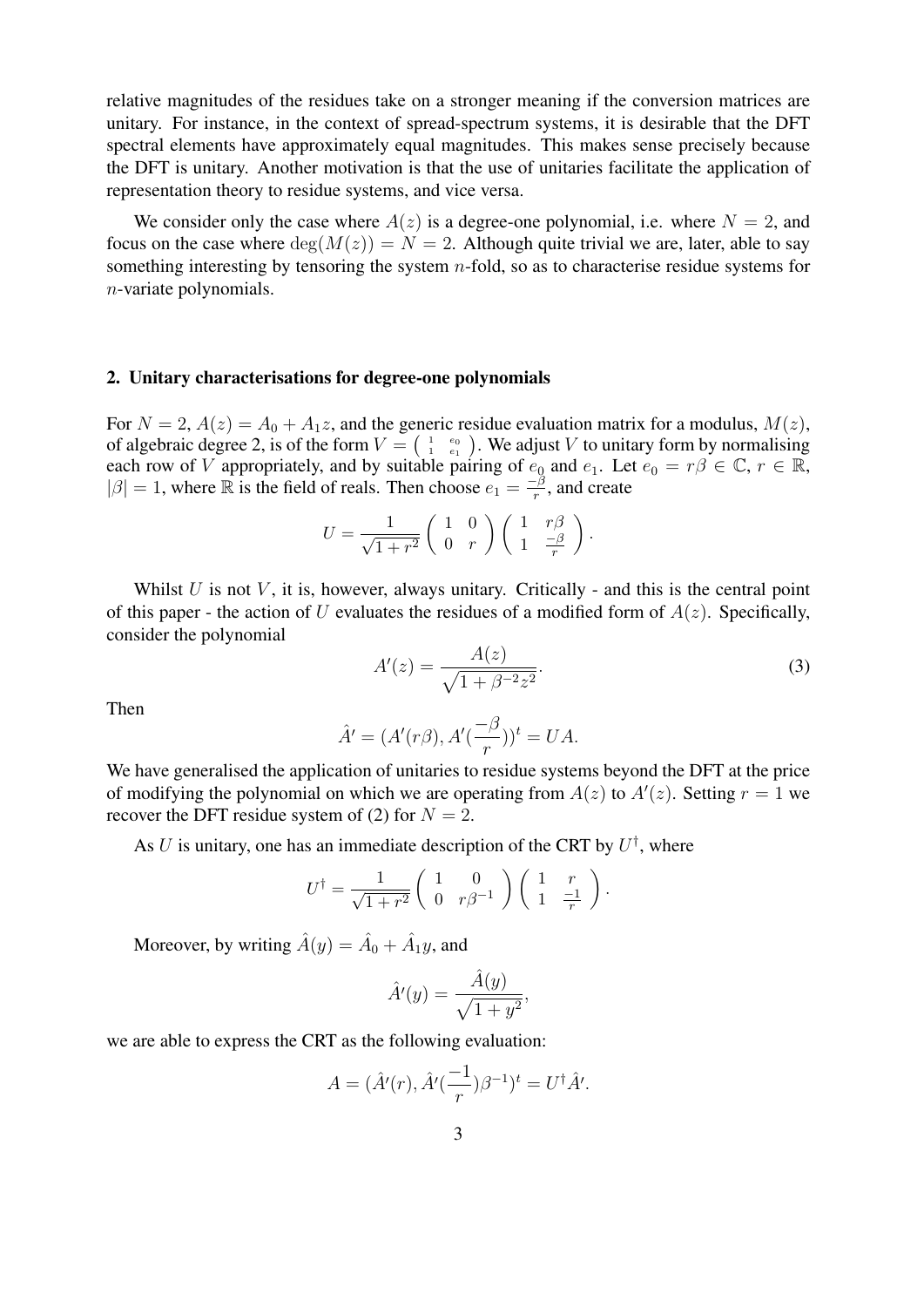relative magnitudes of the residues take on a stronger meaning if the conversion matrices are unitary. For instance, in the context of spread-spectrum systems, it is desirable that the DFT spectral elements have approximately equal magnitudes. This makes sense precisely because the DFT is unitary. Another motivation is that the use of unitaries facilitate the application of representation theory to residue systems, and vice versa.

We consider only the case where $A(z)$ is a degree-one polynomial, i.e. where $N = 2$, and focus on the case where $\deg(M(z)) = N = 2$. Although quite trivial we are, later, able to say something interesting by tensoring the system $n$-fold, so as to characterise residue systems for $n$-variate polynomials.

## 2. Unitary characterisations for degree-one polynomials

For $N = 2$, $A(z) = A_0 + A_1 z$, and the generic residue evaluation matrix for a modulus, $M(z)$, of algebraic degree 2, is of the form $V = \left(\begin{smallmatrix} 1 & e_0 \\ 1 & e_1 \end{smallmatrix}\right)$. We adjust $V$ to unitary form by normalising each row of $V$ appropriately, and by suitable pairing of $e_0$ and $e_1$. Let $e_0 = r\beta \in \mathbb{C}$, $r \in \mathbb{R}$, $|\beta| = 1$, where $\mathbb{R}$ is the field of reals. Then choose $e_1 = \frac{-\beta}{r}$, and create

$$U = \frac{1}{\sqrt{1+r^2}} \begin{pmatrix} 1 & 0 \\ 0 & r \end{pmatrix} \begin{pmatrix} 1 & r\beta \\ 1 & \frac{-\beta}{r} \end{pmatrix}.$$

Whilst $U$ is not $V$, it is, however, always unitary. Critically - and this is the central point of this paper - the action of $U$ evaluates the residues of a modified form of $A(z)$. Specifically, consider the polynomial

$$A'(z) = \frac{A(z)}{\sqrt{1+\beta^{-2}z^2}}. \tag{3}$$

Then

$$\hat{A}' = (A'(r\beta), A'(\frac{-\beta}{r}))^t = UA.$$

We have generalised the application of unitaries to residue systems beyond the DFT at the price of modifying the polynomial on which we are operating from $A(z)$ to $A'(z)$. Setting $r = 1$ we recover the DFT residue system of (2) for $N = 2$.

As $U$ is unitary, one has an immediate description of the CRT by $U^\dagger$, where

$$U^\dagger = \frac{1}{\sqrt{1+r^2}} \begin{pmatrix} 1 & 0 \\ 0 & r\beta^{-1} \end{pmatrix} \begin{pmatrix} 1 & r \\ 1 & \frac{-1}{r} \end{pmatrix}.$$

Moreover, by writing $\hat{A}(y) = \hat{A}_0 + \hat{A}_1 y$, and

$$\hat{A}'(y) = \frac{\hat{A}(y)}{\sqrt{1+y^2}},$$

we are able to express the CRT as the following evaluation:

$$A = (\hat{A}'(r), \hat{A}'(\frac{-1}{r})\beta^{-1})^t = U^\dagger \hat{A}'.$$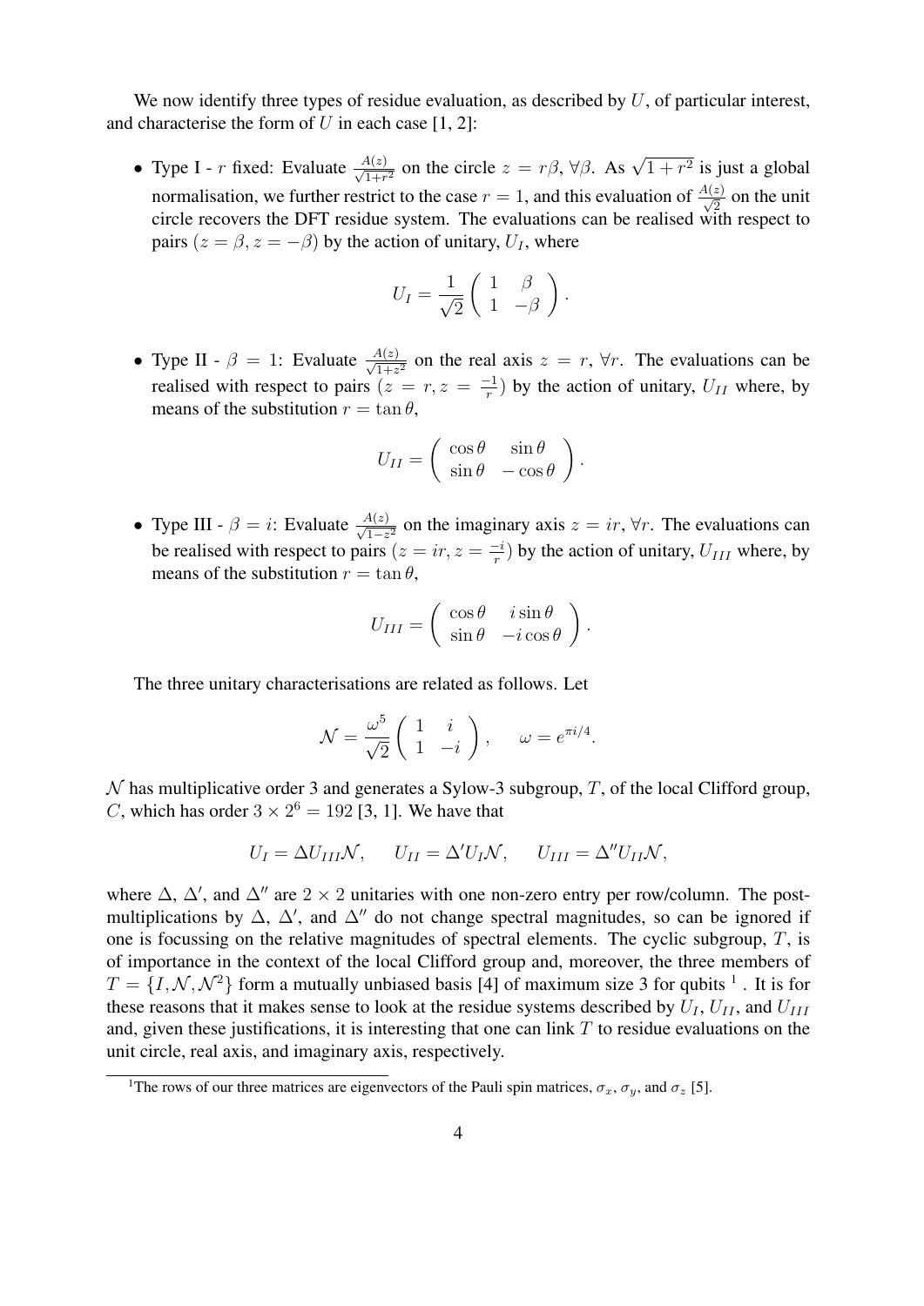We now identify three types of residue evaluation, as described by $U$, of particular interest, and characterise the form of $U$ in each case [1, 2]:

- Type I - $r$ fixed: Evaluate $\frac{A(z)}{\sqrt{1+r^2}}$ on the circle $z = r\beta$, $\forall \beta$. As $\sqrt{1+r^2}$ is just a global normalisation, we further restrict to the case $r = 1$, and this evaluation of $\frac{A(z)}{\sqrt{2}}$ on the unit circle recovers the DFT residue system. The evaluations can be realised with respect to pairs $(z = \beta, z = -\beta)$ by the action of unitary, $U_I$, where

$$U_I = \frac{1}{\sqrt{2}} \begin{pmatrix} 1 & \beta \\ 1 & -\beta \end{pmatrix}.$$

- Type II - $\beta = 1$: Evaluate $\frac{A(z)}{\sqrt{1+z^2}}$ on the real axis $z = r$, $\forall r$. The evaluations can be realised with respect to pairs $(z = r, z = \frac{-1}{r})$ by the action of unitary, $U_{II}$ where, by means of the substitution $r = \tan\theta$,

$$U_{II} = \begin{pmatrix} \cos\theta & \sin\theta \\ \sin\theta & -\cos\theta \end{pmatrix}.$$

- Type III - $\beta = i$: Evaluate $\frac{A(z)}{\sqrt{1-z^2}}$ on the imaginary axis $z = ir$, $\forall r$. The evaluations can be realised with respect to pairs $(z = ir, z = \frac{-i}{r})$ by the action of unitary, $U_{III}$ where, by means of the substitution $r = \tan\theta$,

$$U_{III} = \begin{pmatrix} \cos\theta & i\sin\theta \\ \sin\theta & -i\cos\theta \end{pmatrix}.$$

The three unitary characterisations are related as follows. Let

$$\mathcal{N} = \frac{\omega^5}{\sqrt{2}} \begin{pmatrix} 1 & i \\ 1 & -i \end{pmatrix}, \qquad \omega = e^{\pi i/4}.$$

$\mathcal{N}$ has multiplicative order 3 and generates a Sylow-3 subgroup, $T$, of the local Clifford group, $C$, which has order $3 \times 2^6 = 192$ [3, 1]. We have that

$$U_I = \Delta U_{III}\mathcal{N}, \qquad U_{II} = \Delta' U_I \mathcal{N}, \qquad U_{III} = \Delta'' U_{II}\mathcal{N},$$

where $\Delta$, $\Delta'$, and $\Delta''$ are $2 \times 2$ unitaries with one non-zero entry per row/column. The post-multiplications by $\Delta$, $\Delta'$, and $\Delta''$ do not change spectral magnitudes, so can be ignored if one is focussing on the relative magnitudes of spectral elements. The cyclic subgroup, $T$, is of importance in the context of the local Clifford group and, moreover, the three members of $T = \{I, \mathcal{N}, \mathcal{N}^2\}$ form a mutually unbiased basis [4] of maximum size 3 for qubits [1]. It is for these reasons that it makes sense to look at the residue systems described by $U_I$, $U_{II}$, and $U_{III}$ and, given these justifications, it is interesting that one can link $T$ to residue evaluations on the unit circle, real axis, and imaginary axis, respectively.

[1] The rows of our three matrices are eigenvectors of the Pauli spin matrices, $\sigma_x$, $\sigma_y$, and $\sigma_z$ [5].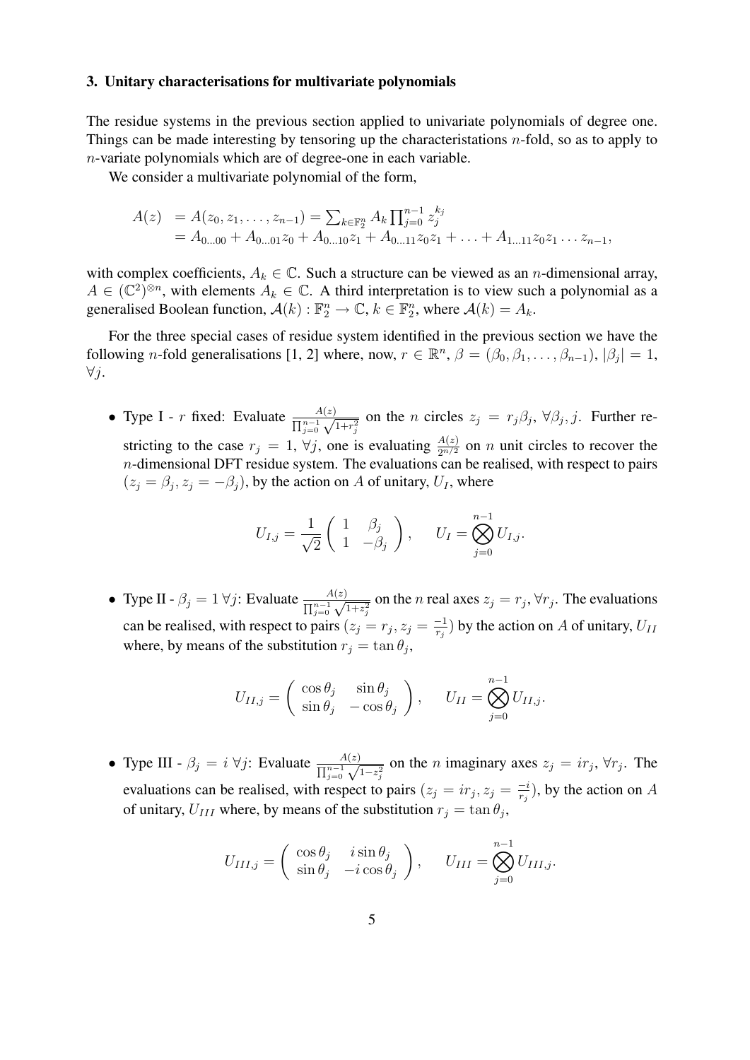### 3. Unitary characterisations for multivariate polynomials

The residue systems in the previous section applied to univariate polynomials of degree one. Things can be made interesting by tensoring up the characteristations $n$-fold, so as to apply to $n$-variate polynomials which are of degree-one in each variable.

We consider a multivariate polynomial of the form,

$$
\begin{aligned}
A(z) &= A(z_0, z_1, \ldots, z_{n-1}) = \sum_{k \in \mathbb{F}_2^n} A_k \prod_{j=0}^{n-1} z_j^{k_j} \\
&= A_{0\ldots00} + A_{0\ldots01} z_0 + A_{0\ldots10} z_1 + A_{0\ldots11} z_0 z_1 + \ldots + A_{1\ldots11} z_0 z_1 \ldots z_{n-1},
\end{aligned}
$$

with complex coefficients, $A_k \in \mathbb{C}$. Such a structure can be viewed as an $n$-dimensional array, $A \in (\mathbb{C}^2)^{\otimes n}$, with elements $A_k \in \mathbb{C}$. A third interpretation is to view such a polynomial as a generalised Boolean function, $\mathcal{A}(k) : \mathbb{F}_2^n \to \mathbb{C}$, $k \in \mathbb{F}_2^n$, where $\mathcal{A}(k) = A_k$.

For the three special cases of residue system identified in the previous section we have the following $n$-fold generalisations [1, 2] where, now, $r \in \mathbb{R}^n$, $\beta = (\beta_0, \beta_1, \ldots, \beta_{n-1})$, $|\beta_j| = 1$, $\forall j$.

- Type I - $r$ fixed: Evaluate $\frac{A(z)}{\prod_{j=0}^{n-1} \sqrt{1+r_j^2}}$ on the $n$ circles $z_j = r_j \beta_j$, $\forall \beta_j, j$. Further restricting to the case $r_j = 1$, $\forall j$, one is evaluating $\frac{A(z)}{2^{n/2}}$ on $n$ unit circles to recover the $n$-dimensional DFT residue system. The evaluations can be realised, with respect to pairs $(z_j = \beta_j, z_j = -\beta_j)$, by the action on $A$ of unitary, $U_I$, where

$$
U_{I,j} = \frac{1}{\sqrt{2}} \begin{pmatrix} 1 & \beta_j \\ 1 & -\beta_j \end{pmatrix}, \qquad U_I = \bigotimes_{j=0}^{n-1} U_{I,j}.
$$

- Type II - $\beta_j = 1 \, \forall j$: Evaluate $\frac{A(z)}{\prod_{j=0}^{n-1} \sqrt{1+z_j^2}}$ on the $n$ real axes $z_j = r_j$, $\forall r_j$. The evaluations can be realised, with respect to pairs $(z_j = r_j, z_j = \frac{-1}{r_j})$ by the action on $A$ of unitary, $U_{II}$ where, by means of the substitution $r_j = \tan \theta_j$,

$$
U_{II,j} = \begin{pmatrix} \cos \theta_j & \sin \theta_j \\ \sin \theta_j & -\cos \theta_j \end{pmatrix}, \qquad U_{II} = \bigotimes_{j=0}^{n-1} U_{II,j}.
$$

- Type III - $\beta_j = i \, \forall j$: Evaluate $\frac{A(z)}{\prod_{j=0}^{n-1} \sqrt{1-z_j^2}}$ on the $n$ imaginary axes $z_j = i r_j$, $\forall r_j$. The evaluations can be realised, with respect to pairs $(z_j = i r_j, z_j = \frac{-i}{r_j})$, by the action on $A$ of unitary, $U_{III}$ where, by means of the substitution $r_j = \tan \theta_j$,

$$
U_{III,j} = \begin{pmatrix} \cos \theta_j & i \sin \theta_j \\ \sin \theta_j & -i \cos \theta_j \end{pmatrix}, \qquad U_{III} = \bigotimes_{j=0}^{n-1} U_{III,j}.
$$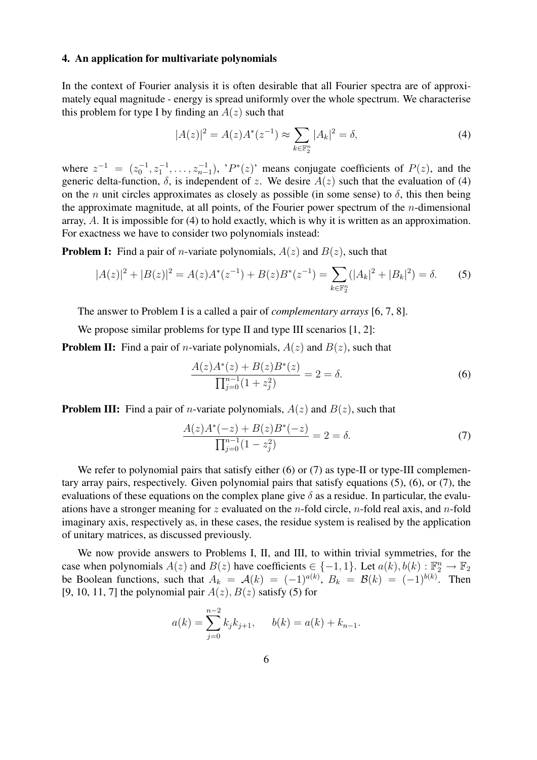## 4. An application for multivariate polynomials

In the context of Fourier analysis it is often desirable that all Fourier spectra are of approximately equal magnitude - energy is spread uniformly over the whole spectrum. We characterise this problem for type I by finding an $A(z)$ such that

$$|A(z)|^2 = A(z)A^*(z^{-1}) \approx \sum_{k \in \mathbb{F}_2^n} |A_k|^2 = \delta, \tag{4}$$

where $z^{-1} = (z_0^{-1}, z_1^{-1}, \ldots, z_{n-1}^{-1})$, '$P^*(z)$' means conjugate coefficients of $P(z)$, and the generic delta-function, $\delta$, is independent of $z$. We desire $A(z)$ such that the evaluation of (4) on the $n$ unit circles approximates as closely as possible (in some sense) to $\delta$, this then being the approximate magnitude, at all points, of the Fourier power spectrum of the $n$-dimensional array, $A$. It is impossible for (4) to hold exactly, which is why it is written as an approximation. For exactness we have to consider two polynomials instead:

**Problem I:** Find a pair of $n$-variate polynomials, $A(z)$ and $B(z)$, such that

$$|A(z)|^2 + |B(z)|^2 = A(z)A^*(z^{-1}) + B(z)B^*(z^{-1}) = \sum_{k \in \mathbb{F}_2^n} (|A_k|^2 + |B_k|^2) = \delta. \tag{5}$$

The answer to Problem I is a called a pair of *complementary arrays* [6, 7, 8].

We propose similar problems for type II and type III scenarios [1, 2]:

**Problem II:** Find a pair of $n$-variate polynomials, $A(z)$ and $B(z)$, such that

$$\frac{A(z)A^*(z) + B(z)B^*(z)}{\prod_{j=0}^{n-1}(1 + z_j^2)} = 2 = \delta. \tag{6}$$

**Problem III:** Find a pair of $n$-variate polynomials, $A(z)$ and $B(z)$, such that

$$\frac{A(z)A^*(-z) + B(z)B^*(-z)}{\prod_{j=0}^{n-1}(1 - z_j^2)} = 2 = \delta. \tag{7}$$

We refer to polynomial pairs that satisfy either (6) or (7) as type-II or type-III complementary array pairs, respectively. Given polynomial pairs that satisfy equations (5), (6), or (7), the evaluations of these equations on the complex plane give $\delta$ as a residue. In particular, the evaluations have a stronger meaning for $z$ evaluated on the $n$-fold circle, $n$-fold real axis, and $n$-fold imaginary axis, respectively as, in these cases, the residue system is realised by the application of unitary matrices, as discussed previously.

We now provide answers to Problems I, II, and III, to within trivial symmetries, for the case when polynomials $A(z)$ and $B(z)$ have coefficients $\in \{-1, 1\}$. Let $a(k), b(k) : \mathbb{F}_2^n \to \mathbb{F}_2$ be Boolean functions, such that $A_k = \mathcal{A}(k) = (-1)^{a(k)}$, $B_k = \mathcal{B}(k) = (-1)^{b(k)}$. Then [9, 10, 11, 7] the polynomial pair $A(z), B(z)$ satisfy (5) for

$$a(k) = \sum_{j=0}^{n-2} k_j k_{j+1}, \qquad b(k) = a(k) + k_{n-1}.$$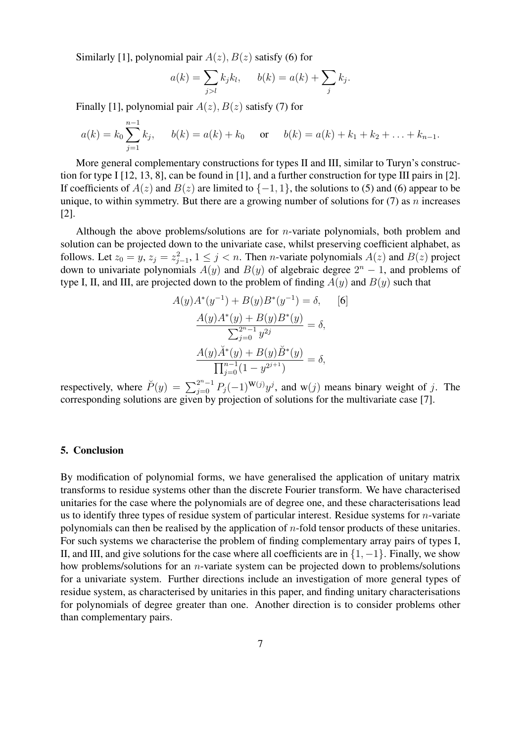Similarly [1], polynomial pair $A(z), B(z)$ satisfy (6) for

$$a(k) = \sum_{j>l} k_j k_l, \qquad b(k) = a(k) + \sum_j k_j.$$

Finally [1], polynomial pair $A(z), B(z)$ satisfy (7) for

$$a(k) = k_0 \sum_{j=1}^{n-1} k_j, \qquad b(k) = a(k) + k_0 \qquad \text{or} \qquad b(k) = a(k) + k_1 + k_2 + \ldots + k_{n-1}.$$

More general complementary constructions for types II and III, similar to Turyn's construction for type I [12, 13, 8], can be found in [1], and a further construction for type III pairs in [2]. If coefficients of $A(z)$ and $B(z)$ are limited to $\{-1, 1\}$, the solutions to (5) and (6) appear to be unique, to within symmetry. But there are a growing number of solutions for (7) as $n$ increases [2].

Although the above problems/solutions are for $n$-variate polynomials, both problem and solution can be projected down to the univariate case, whilst preserving coefficient alphabet, as follows. Let $z_0 = y$, $z_j = z_{j-1}^2$, $1 \leq j < n$. Then $n$-variate polynomials $A(z)$ and $B(z)$ project down to univariate polynomials $A(y)$ and $B(y)$ of algebraic degree $2^n - 1$, and problems of type I, II, and III, are projected down to the problem of finding $A(y)$ and $B(y)$ such that

$$A(y)A^*(y^{-1}) + B(y)B^*(y^{-1}) = \delta, \qquad [6]$$

$$\frac{A(y)A^*(y) + B(y)B^*(y)}{\sum_{j=0}^{2^n-1} y^{2j}} = \delta,$$

$$\frac{A(y)\breve{A}^*(y) + B(y)\breve{B}^*(y)}{\prod_{j=0}^{n-1}(1 - y^{2^{j+1}})} = \delta,$$

respectively, where $\breve{P}(y) = \sum_{j=0}^{2^n-1} P_j(-1)^{\mathrm{w}(j)} y^j$, and $\mathrm{w}(j)$ means binary weight of $j$. The corresponding solutions are given by projection of solutions for the multivariate case [7].

## 5. Conclusion

By modification of polynomial forms, we have generalised the application of unitary matrix transforms to residue systems other than the discrete Fourier transform. We have characterised unitaries for the case where the polynomials are of degree one, and these characterisations lead us to identify three types of residue system of particular interest. Residue systems for $n$-variate polynomials can then be realised by the application of $n$-fold tensor products of these unitaries. For such systems we characterise the problem of finding complementary array pairs of types I, II, and III, and give solutions for the case where all coefficients are in $\{1, -1\}$. Finally, we show how problems/solutions for an $n$-variate system can be projected down to problems/solutions for a univariate system. Further directions include an investigation of more general types of residue system, as characterised by unitaries in this paper, and finding unitary characterisations for polynomials of degree greater than one. Another direction is to consider problems other than complementary pairs.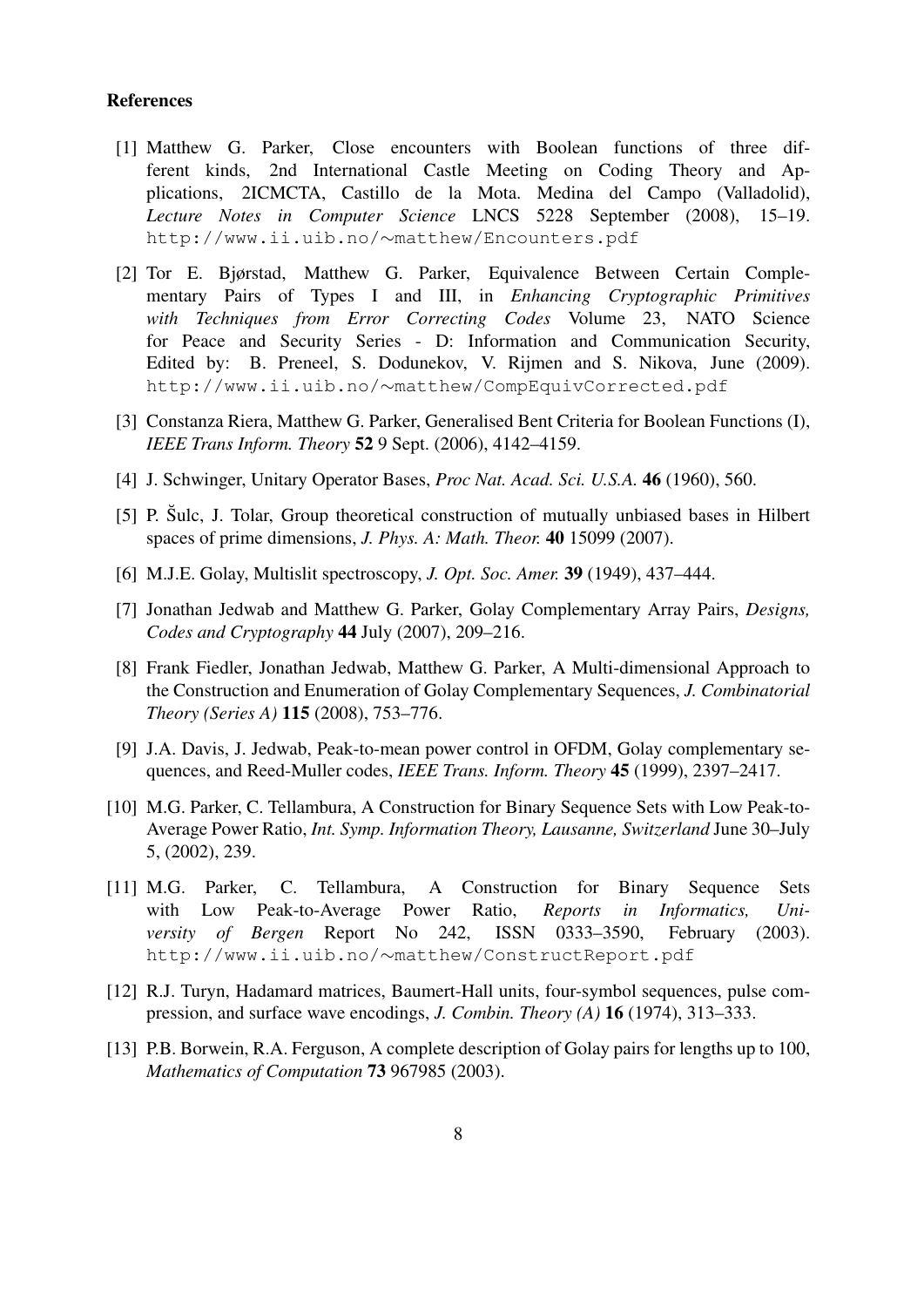**References**

[1] Matthew G. Parker, Close encounters with Boolean functions of three different kinds, 2nd International Castle Meeting on Coding Theory and Applications, 2ICMCTA, Castillo de la Mota. Medina del Campo (Valladolid), *Lecture Notes in Computer Science* LNCS 5228 September (2008), 15–19. http://www.ii.uib.no/∼matthew/Encounters.pdf

[2] Tor E. Bjørstad, Matthew G. Parker, Equivalence Between Certain Complementary Pairs of Types I and III, in *Enhancing Cryptographic Primitives with Techniques from Error Correcting Codes* Volume 23, NATO Science for Peace and Security Series - D: Information and Communication Security, Edited by: B. Preneel, S. Dodunekov, V. Rijmen and S. Nikova, June (2009). http://www.ii.uib.no/∼matthew/CompEquivCorrected.pdf

[3] Constanza Riera, Matthew G. Parker, Generalised Bent Criteria for Boolean Functions (I), *IEEE Trans Inform. Theory* **52** 9 Sept. (2006), 4142–4159.

[4] J. Schwinger, Unitary Operator Bases, *Proc Nat. Acad. Sci. U.S.A.* **46** (1960), 560.

[5] P. Šulc, J. Tolar, Group theoretical construction of mutually unbiased bases in Hilbert spaces of prime dimensions, *J. Phys. A: Math. Theor.* **40** 15099 (2007).

[6] M.J.E. Golay, Multislit spectroscopy, *J. Opt. Soc. Amer.* **39** (1949), 437–444.

[7] Jonathan Jedwab and Matthew G. Parker, Golay Complementary Array Pairs, *Designs, Codes and Cryptography* **44** July (2007), 209–216.

[8] Frank Fiedler, Jonathan Jedwab, Matthew G. Parker, A Multi-dimensional Approach to the Construction and Enumeration of Golay Complementary Sequences, *J. Combinatorial Theory (Series A)* **115** (2008), 753–776.

[9] J.A. Davis, J. Jedwab, Peak-to-mean power control in OFDM, Golay complementary sequences, and Reed-Muller codes, *IEEE Trans. Inform. Theory* **45** (1999), 2397–2417.

[10] M.G. Parker, C. Tellambura, A Construction for Binary Sequence Sets with Low Peak-to-Average Power Ratio, *Int. Symp. Information Theory, Lausanne, Switzerland* June 30–July 5, (2002), 239.

[11] M.G. Parker, C. Tellambura, A Construction for Binary Sequence Sets with Low Peak-to-Average Power Ratio, *Reports in Informatics, University of Bergen* Report No 242, ISSN 0333–3590, February (2003). http://www.ii.uib.no/∼matthew/ConstructReport.pdf

[12] R.J. Turyn, Hadamard matrices, Baumert-Hall units, four-symbol sequences, pulse compression, and surface wave encodings, *J. Combin. Theory (A)* **16** (1974), 313–333.

[13] P.B. Borwein, R.A. Ferguson, A complete description of Golay pairs for lengths up to 100, *Mathematics of Computation* **73** 967985 (2003).